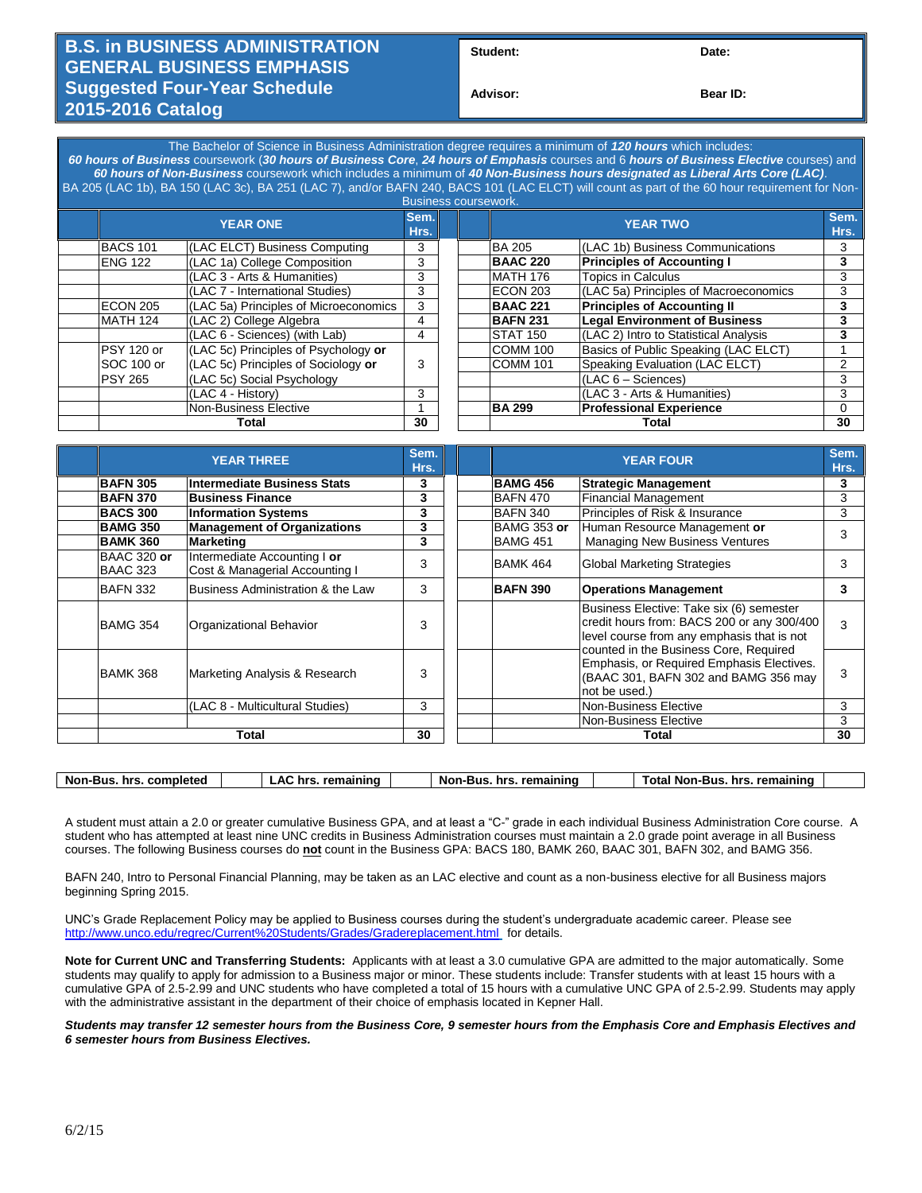# B.S. in BUSINESS ADMINISTRATION GENERAL BUSINESS EMPHASIS Suggested Four-Year Schedule 2015-2016 Catalog

| Student: | Date: |
|---|---|
| Advisor: | Bear ID: |

The Bachelor of Science in Business Administration degree requires a minimum of ***120 hours*** which includes: ***60 hours of Business*** coursework (***30 hours of Business Core***, ***24 hours of Emphasis*** courses and 6 ***hours of Business Elective*** courses) and ***60 hours of Non-Business*** coursework which includes a minimum of ***40 Non-Business hours designated as Liberal Arts Core (LAC)***. BA 205 (LAC 1b), BA 150 (LAC 3c), BA 251 (LAC 7), and/or BAFN 240, BACS 101 (LAC ELCT) will count as part of the 60 hour requirement for Non-Business coursework.

| | YEAR ONE | | Sem. Hrs. |
|---|---|---|---|
| | BACS 101 | (LAC ELCT) Business Computing | 3 |
| | ENG 122 | (LAC 1a) College Composition | 3 |
| | | (LAC 3 - Arts & Humanities) | 3 |
| | | (LAC 7 - International Studies) | 3 |
| | ECON 205 | (LAC 5a) Principles of Microeconomics | 3 |
| | MATH 124 | (LAC 2) College Algebra | 4 |
| | | (LAC 6 - Sciences) (with Lab) | 4 |
| | PSY 120 or SOC 100 or PSY 265 | (LAC 5c) Principles of Psychology **or** (LAC 5c) Principles of Sociology **or** (LAC 5c) Social Psychology | 3 |
| | | (LAC 4 - History) | 3 |
| | | Non-Business Elective | 1 |
| | **Total** | | **30** |

| | YEAR TWO | | Sem. Hrs. |
|---|---|---|---|
| | BA 205 | (LAC 1b) Business Communications | 3 |
| | **BAAC 220** | **Principles of Accounting I** | **3** |
| | MATH 176 | Topics in Calculus | 3 |
| | ECON 203 | (LAC 5a) Principles of Macroeconomics | 3 |
| | **BAAC 221** | **Principles of Accounting II** | **3** |
| | **BAFN 231** | **Legal Environment of Business** | **3** |
| | STAT 150 | (LAC 2) Intro to Statistical Analysis | **3** |
| | COMM 100 | Basics of Public Speaking (LAC ELCT) | 1 |
| | COMM 101 | Speaking Evaluation (LAC ELCT) | 2 |
| | | (LAC 6 – Sciences) | 3 |
| | | (LAC 3 - Arts & Humanities) | 3 |
| | **BA 299** | **Professional Experience** | 0 |
| | **Total** | | **30** |

| | YEAR THREE | | Sem. Hrs. |
|---|---|---|---|
| | **BAFN 305** | **Intermediate Business Stats** | **3** |
| | **BAFN 370** | **Business Finance** | **3** |
| | **BACS 300** | **Information Systems** | **3** |
| | **BAMG 350** | **Management of Organizations** | **3** |
| | **BAMK 360** | **Marketing** | **3** |
| | BAAC 320 **or** BAAC 323 | Intermediate Accounting I **or** Cost & Managerial Accounting I | 3 |
| | BAFN 332 | Business Administration & the Law | 3 |
| | BAMG 354 | Organizational Behavior | 3 |
| | BAMK 368 | Marketing Analysis & Research | 3 |
| | | (LAC 8 - Multicultural Studies) | 3 |
| | | | |
| | **Total** | | **30** |

| | YEAR FOUR | | Sem. Hrs. |
|---|---|---|---|
| | **BAMG 456** | **Strategic Management** | **3** |
| | BAFN 470 | Financial Management | 3 |
| | BAFN 340 | Principles of Risk & Insurance | 3 |
| | BAMG 353 **or** BAMG 451 | Human Resource Management **or** Managing New Business Ventures | 3 |
| | BAMK 464 | Global Marketing Strategies | 3 |
| | **BAFN 390** | **Operations Management** | **3** |
| | | Business Elective: Take six (6) semester credit hours from: BACS 200 or any 300/400 level course from any emphasis that is not counted in the Business Core, Required Emphasis, or Required Emphasis Electives. (BAAC 301, BAFN 302 and BAMG 356 may not be used.) | 3 |
| | | | 3 |
| | | Non-Business Elective | 3 |
| | | Non-Business Elective | 3 |
| | **Total** | | **30** |

| Non-Bus. hrs. completed | | LAC hrs. remaining | | Non-Bus. hrs. remaining | | Total Non-Bus. hrs. remaining | |
|---|---|---|---|---|---|---|---|

A student must attain a 2.0 or greater cumulative Business GPA, and at least a "C-" grade in each individual Business Administration Core course. A student who has attempted at least nine UNC credits in Business Administration courses must maintain a 2.0 grade point average in all Business courses. The following Business courses do **not** count in the Business GPA: BACS 180, BAMK 260, BAAC 301, BAFN 302, and BAMG 356.

BAFN 240, Intro to Personal Financial Planning, may be taken as an LAC elective and count as a non-business elective for all Business majors beginning Spring 2015.

UNC's Grade Replacement Policy may be applied to Business courses during the student's undergraduate academic career. Please see http://www.unco.edu/regrec/Current%20Students/Grades/Gradereplacement.html for details.

**Note for Current UNC and Transferring Students:** Applicants with at least a 3.0 cumulative GPA are admitted to the major automatically. Some students may qualify to apply for admission to a Business major or minor. These students include: Transfer students with at least 15 hours with a cumulative GPA of 2.5-2.99 and UNC students who have completed a total of 15 hours with a cumulative UNC GPA of 2.5-2.99. Students may apply with the administrative assistant in the department of their choice of emphasis located in Kepner Hall.

***Students may transfer 12 semester hours from the Business Core, 9 semester hours from the Emphasis Core and Emphasis Electives and 6 semester hours from Business Electives.***

6/2/15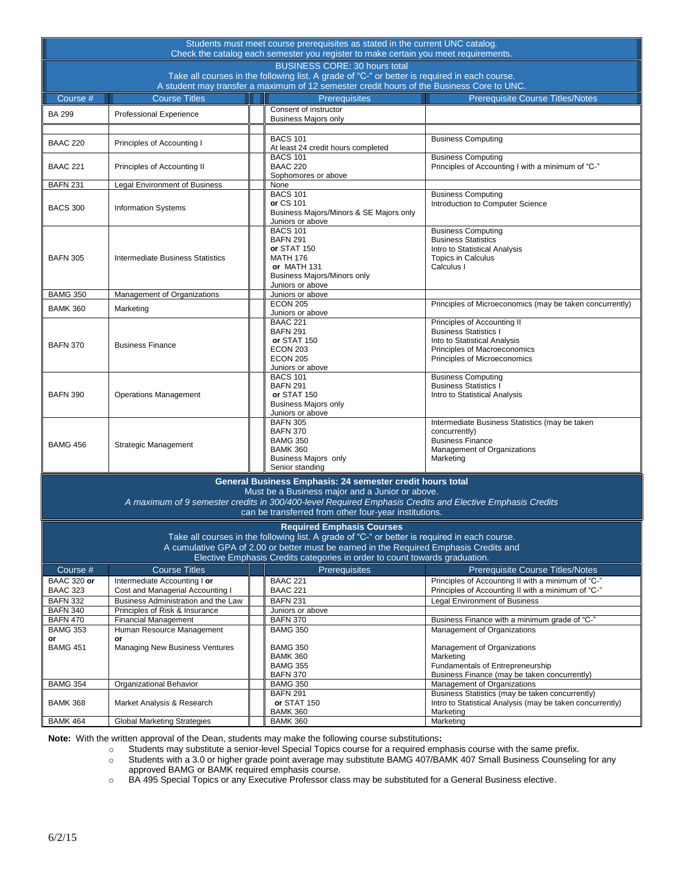Students must meet course prerequisites as stated in the current UNC catalog.
Check the catalog each semester you register to make certain you meet requirements.

**BUSINESS CORE: 30 hours total**

Take all courses in the following list. A grade of "C-" or better is required in each course.
A student may transfer a maximum of 12 semester credit hours of the Business Core to UNC.

| Course # | Course Titles | Prerequisites | Prerequisite Course Titles/Notes |
|---|---|---|---|
| BA 299 | Professional Experience | Consent of instructor<br>Business Majors only | |
| | | | |
| BAAC 220 | Principles of Accounting I | BACS 101<br>At least 24 credit hours completed | Business Computing |
| BAAC 221 | Principles of Accounting II | BACS 101<br>BAAC 220<br>Sophomores or above | Business Computing<br>Principles of Accounting I with a minimum of "C-" |
| BAFN 231 | Legal Environment of Business | None | |
| BACS 300 | Information Systems | BACS 101<br>**or** CS 101<br>Business Majors/Minors & SE Majors only<br>Juniors or above | Business Computing<br>Introduction to Computer Science |
| BAFN 305 | Intermediate Business Statistics | BACS 101<br>BAFN 291<br>**or** STAT 150<br>MATH 176<br>**or** MATH 131<br>Business Majors/Minors only<br>Juniors or above | Business Computing<br>Business Statistics<br>Intro to Statistical Analysis<br>Topics in Calculus<br>Calculus I |
| BAMG 350 | Management of Organizations | Juniors or above | |
| BAMK 360 | Marketing | ECON 205<br>Juniors or above | Principles of Microeconomics (may be taken concurrently) |
| BAFN 370 | Business Finance | BAAC 221<br>BAFN 291<br>**or** STAT 150<br>ECON 203<br>ECON 205<br>Juniors or above | Principles of Accounting II<br>Business Statistics I<br>Into to Statistical Analysis<br>Principles of Macroeconomics<br>Principles of Microeconomics |
| BAFN 390 | Operations Management | BACS 101<br>BAFN 291<br>**or** STAT 150<br>Business Majors only<br>Juniors or above | Business Computing<br>Business Statistics I<br>Intro to Statistical Analysis |
| BAMG 456 | Strategic Management | BAFN 305<br>BAFN 370<br>BAMG 350<br>BAMK 360<br>Business Majors only<br>Senior standing | Intermediate Business Statistics (may be taken concurrently)<br>Business Finance<br>Management of Organizations<br>Marketing |

**General Business Emphasis: 24 semester credit hours total**

Must be a Business major and a Junior or above.

*A maximum of 9 semester credits in 300/400-level Required Emphasis Credits and Elective Emphasis Credits can be transferred from other four-year institutions.*

**Required Emphasis Courses**

Take all courses in the following list. A grade of "C-" or better is required in each course.
A cumulative GPA of 2.00 or better must be earned in the Required Emphasis Credits and Elective Emphasis Credits categories in order to count towards graduation.

| Course # | Course Titles | Prerequisites | Prerequisite Course Titles/Notes |
|---|---|---|---|
| BAAC 320 **or**<br>BAAC 323 | Intermediate Accounting I **or**<br>Cost and Managerial Accounting I | BAAC 221<br>BAAC 221 | Principles of Accounting II with a minimum of "C-"<br>Principles of Accounting II with a minimum of "C-" |
| BAFN 332 | Business Administration and the Law | BAFN 231 | Legal Environment of Business |
| BAFN 340 | Principles of Risk & Insurance | Juniors or above | |
| BAFN 470 | Financial Management | BAFN 370 | Business Finance with a minimum grade of "C-" |
| BAMG 353<br>**or**<br>BAMG 451 | Human Resource Management<br>**or**<br>Managing New Business Ventures | BAMG 350<br><br>BAMG 350<br>BAMK 360<br>BAMG 355<br>BAFN 370 | Management of Organizations<br><br>Management of Organizations<br>Marketing<br>Fundamentals of Entrepreneurship<br>Business Finance (may be taken concurrently) |
| BAMG 354 | Organizational Behavior | BAMG 350 | Management of Organizations |
| BAMK 368 | Market Analysis & Research | BAFN 291<br>**or** STAT 150<br>BAMK 360 | Business Statistics (may be taken concurrently)<br>Intro to Statistical Analysis (may be taken concurrently)<br>Marketing |
| BAMK 464 | Global Marketing Strategies | BAMK 360 | Marketing |

**Note:** With the written approval of the Dean, students may make the following course substitutions**:**

- Students may substitute a senior-level Special Topics course for a required emphasis course with the same prefix.
- Students with a 3.0 or higher grade point average may substitute BAMG 407/BAMK 407 Small Business Counseling for any approved BAMG or BAMK required emphasis course.
- BA 495 Special Topics or any Executive Professor class may be substituted for a General Business elective.

6/2/15